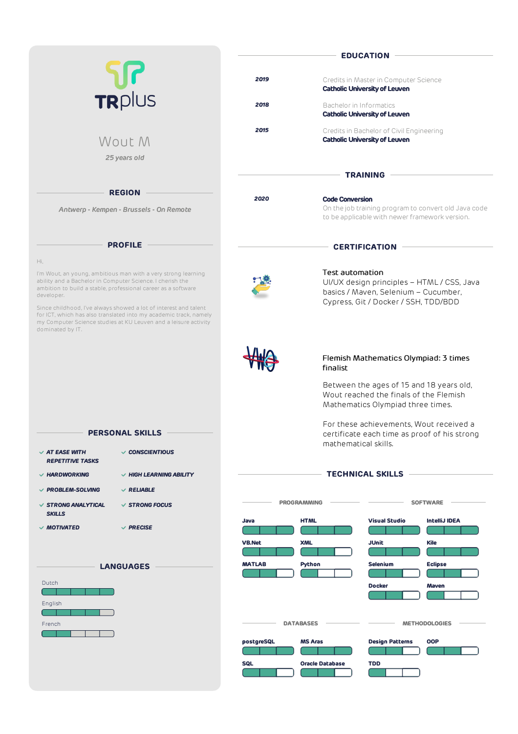TRplus

# Wout M

*25 years old*

## REGION

*Antwerp - Kempen - Brussels - On Remote*

## PROFILE

Hi,

I'm Wout, an young, ambitious man with a very strong learning ability and a Bachelor in Computer Science. I cherish the ambition to build a stable, professional career as a software developer.

Since childhood, I've always showed a lot of interest and talent for ICT, which has also translated into my academic track, namely my Computer Science studies at KU Leuven and a leisure activity dominated by IT.

## PERSONAL SKILLS

- AT EASE WITH REPETITIVE TASKS
- CONSCIENTIOUS
- HARDWORKING
- HIGH LEARNING ABILITY
- PROBLEM-SOLVING
- RELIABLE
- STRONG ANALYTICAL SKILLS
- STRONG FOCUS
- MOTIVATED
- PRECISE

## LANGUAGES

- Dutch
- English
- French

## EDUCATION

**2019** — Credits in Master in Computer Science
**Catholic University of Leuven**

**2018** — Bachelor in Informatics
**Catholic University of Leuven**

**2015** — Credits in Bachelor of Civil Engineering
**Catholic University of Leuven**

## TRAINING

**2020** — **Code Conversion**
On the job training program to convert old Java code to be applicable with newer framework version.

## CERTIFICATION

Test automation
UI/UX design principles – HTML / CSS, Java basics / Maven, Selenium – Cucumber, Cypress, Git / Docker / SSH, TDD/BDD

Flemish Mathematics Olympiad: 3 times finalist

Between the ages of 15 and 18 years old, Wout reached the finals of the Flemish Mathematics Olympiad three times.

For these achievements, Wout received a certificate each time as proof of his strong mathematical skills.

## TECHNICAL SKILLS

### PROGRAMMING

- Java
- HTML
- VB.Net
- XML
- MATLAB
- Python

### SOFTWARE

- Visual Studio
- IntelliJ IDEA
- JUnit
- Kile
- Selenium
- Eclipse
- Docker
- Maven

### DATABASES

- postgreSQL
- MS Aras
- SQL
- Oracle Database

### METHODOLOGIES

- Design Patterns
- OOP
- TDD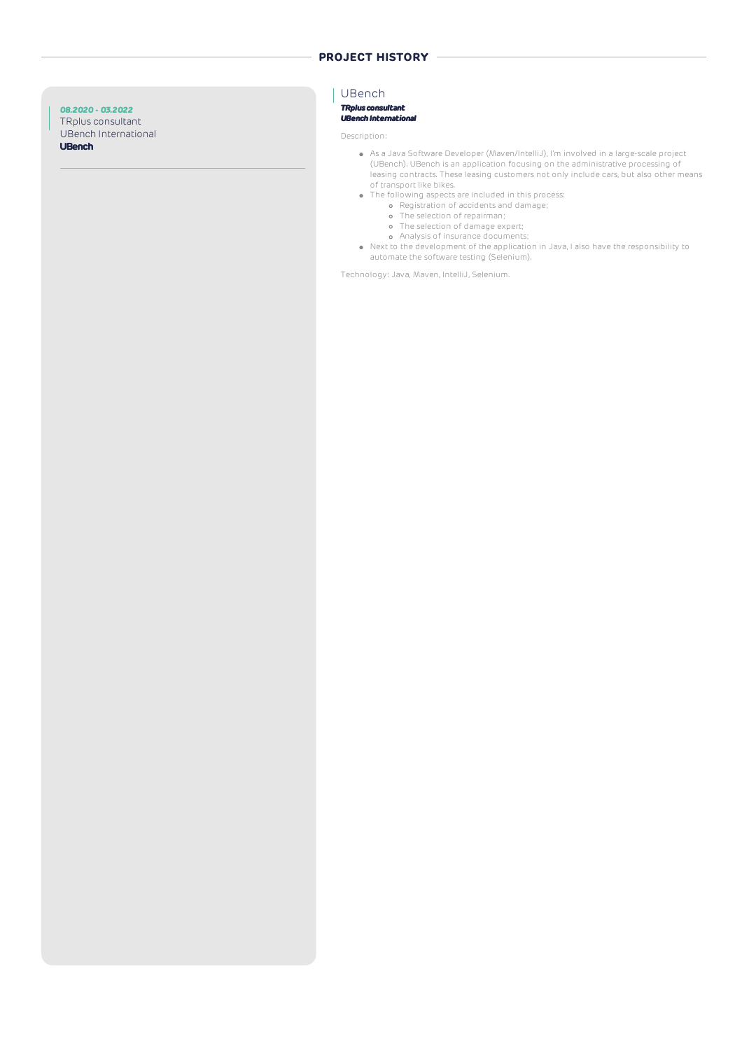## PROJECT HISTORY

*08.2020 - 03.2022*
TRplus consultant
UBench International
**UBench**

### UBench

***TRplus consultant***
***UBench International***

Description:

- As a Java Software Developer (Maven/IntelliJ), I'm involved in a large-scale project (UBench). UBench is an application focusing on the administrative processing of leasing contracts. These leasing customers not only include cars, but also other means of transport like bikes.
- The following aspects are included in this process:
  - Registration of accidents and damage;
  - The selection of repairman;
  - The selection of damage expert;
  - Analysis of insurance documents;
- Next to the development of the application in Java, I also have the responsibility to automate the software testing (Selenium).

Technology: Java, Maven, IntelliJ, Selenium.